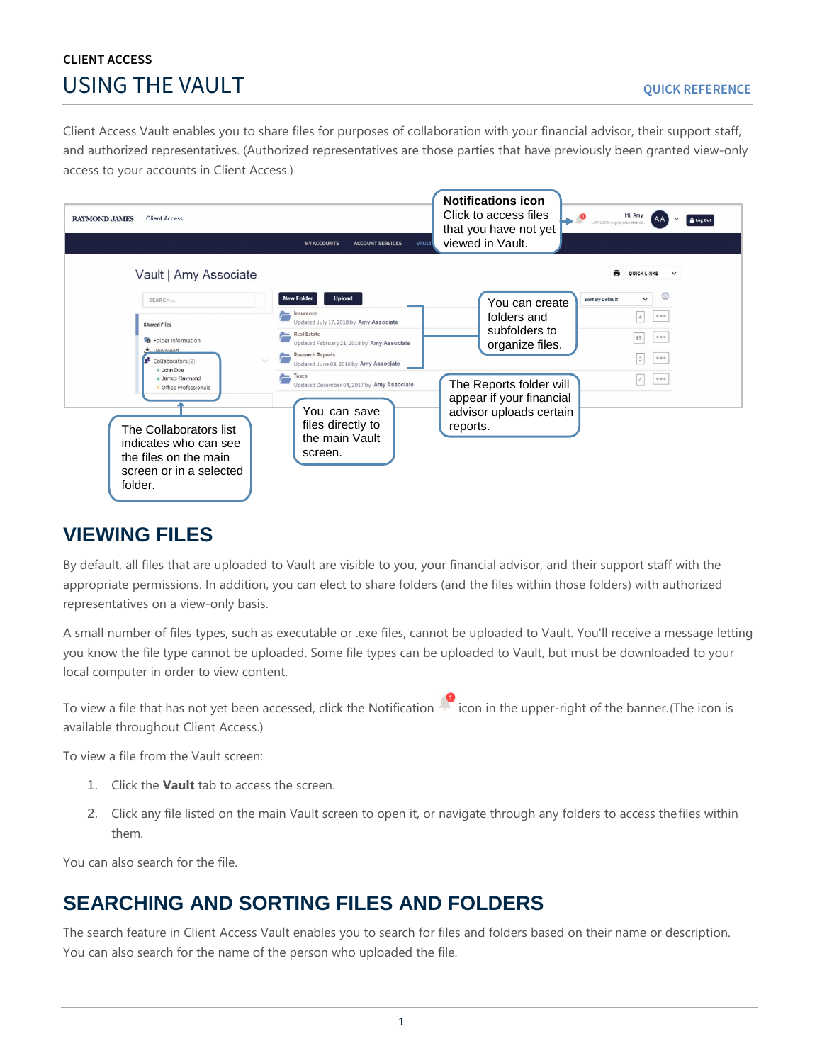CLIENT ACCESS

# USING THE VAULT

QUICK REFERENCE

Client Access Vault enables you to share files for purposes of collaboration with your financial advisor, their support staff, and authorized representatives. (Authorized representatives are those parties that have previously been granted view-only access to your accounts in Client Access.)

**Notifications icon** Click to access files that you have not yet viewed in Vault.

You can create folders and subfolders to organize files.

The Reports folder will appear if your financial advisor uploads certain reports.

You can save files directly to the main Vault screen.

The Collaborators list indicates who can see the files on the main screen or in a selected folder.

## VIEWING FILES

By default, all files that are uploaded to Vault are visible to you, your financial advisor, and their support staff with the appropriate permissions. In addition, you can elect to share folders (and the files within those folders) with authorized representatives on a view-only basis.

A small number of files types, such as executable or .exe files, cannot be uploaded to Vault. You'll receive a message letting you know the file type cannot be uploaded. Some file types can be uploaded to Vault, but must be downloaded to your local computer in order to view content.

To view a file that has not yet been accessed, click the Notification icon in the upper-right of the banner. (The icon is available throughout Client Access.)

To view a file from the Vault screen:

1. Click the **Vault** tab to access the screen.
2. Click any file listed on the main Vault screen to open it, or navigate through any folders to access the files within them.

You can also search for the file.

## SEARCHING AND SORTING FILES AND FOLDERS

The search feature in Client Access Vault enables you to search for files and folders based on their name or description. You can also search for the name of the person who uploaded the file.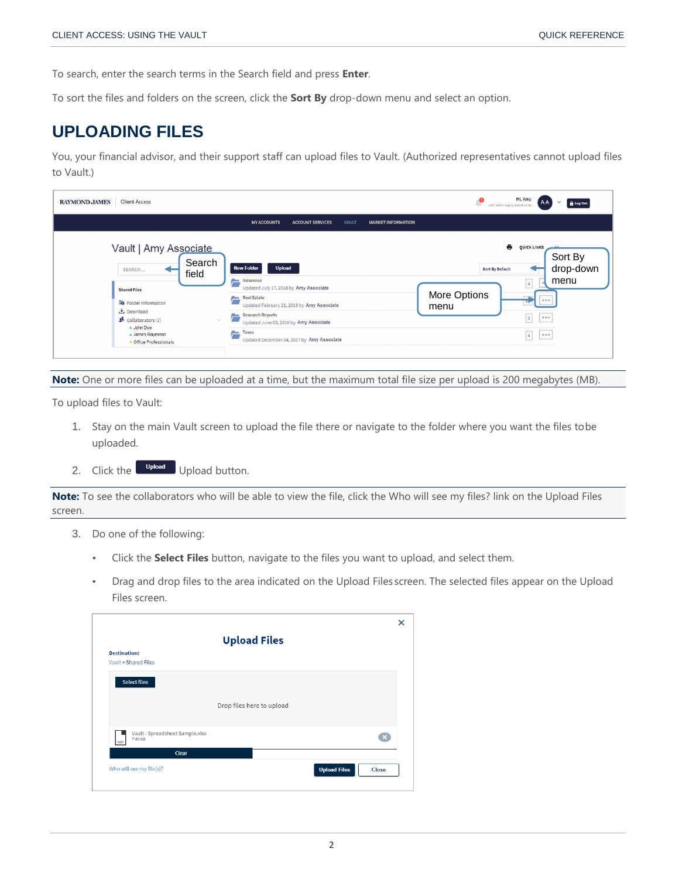To search, enter the search terms in the Search field and press **Enter**.

To sort the files and folders on the screen, click the **Sort By** drop-down menu and select an option.

## UPLOADING FILES

You, your financial advisor, and their support staff can upload files to Vault. (Authorized representatives cannot upload files to Vault.)

**Note:** One or more files can be uploaded at a time, but the maximum total file size per upload is 200 megabytes (MB).

To upload files to Vault:

1. Stay on the main Vault screen to upload the file there or navigate to the folder where you want the files to be uploaded.
2. Click the Upload button.

**Note:** To see the collaborators who will be able to view the file, click the Who will see my files? link on the Upload Files screen.

3. Do one of the following:
   - Click the **Select Files** button, navigate to the files you want to upload, and select them.
   - Drag and drop files to the area indicated on the Upload Files screen. The selected files appear on the Upload Files screen.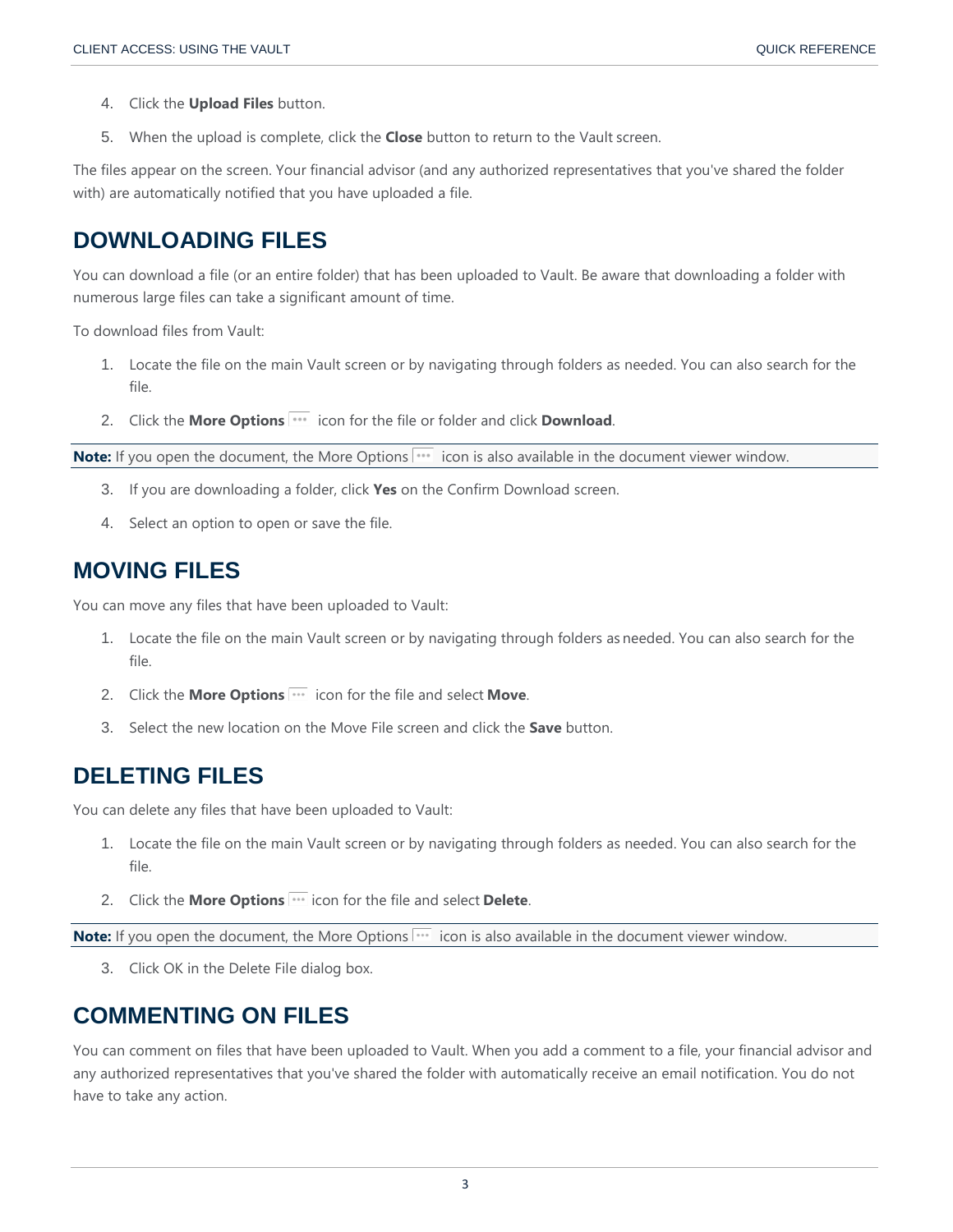4. Click the **Upload Files** button.
5. When the upload is complete, click the **Close** button to return to the Vault screen.

The files appear on the screen. Your financial advisor (and any authorized representatives that you've shared the folder with) are automatically notified that you have uploaded a file.

## DOWNLOADING FILES

You can download a file (or an entire folder) that has been uploaded to Vault. Be aware that downloading a folder with numerous large files can take a significant amount of time.

To download files from Vault:

1. Locate the file on the main Vault screen or by navigating through folders as needed. You can also search for the file.
2. Click the **More Options** ••• icon for the file or folder and click **Download**.

**Note:** If you open the document, the More Options ••• icon is also available in the document viewer window.

3. If you are downloading a folder, click **Yes** on the Confirm Download screen.
4. Select an option to open or save the file.

## MOVING FILES

You can move any files that have been uploaded to Vault:

1. Locate the file on the main Vault screen or by navigating through folders as needed. You can also search for the file.
2. Click the **More Options** ••• icon for the file and select **Move**.
3. Select the new location on the Move File screen and click the **Save** button.

## DELETING FILES

You can delete any files that have been uploaded to Vault:

1. Locate the file on the main Vault screen or by navigating through folders as needed. You can also search for the file.
2. Click the **More Options** ••• icon for the file and select **Delete**.

**Note:** If you open the document, the More Options ••• icon is also available in the document viewer window.

3. Click OK in the Delete File dialog box.

## COMMENTING ON FILES

You can comment on files that have been uploaded to Vault. When you add a comment to a file, your financial advisor and any authorized representatives that you've shared the folder with automatically receive an email notification. You do not have to take any action.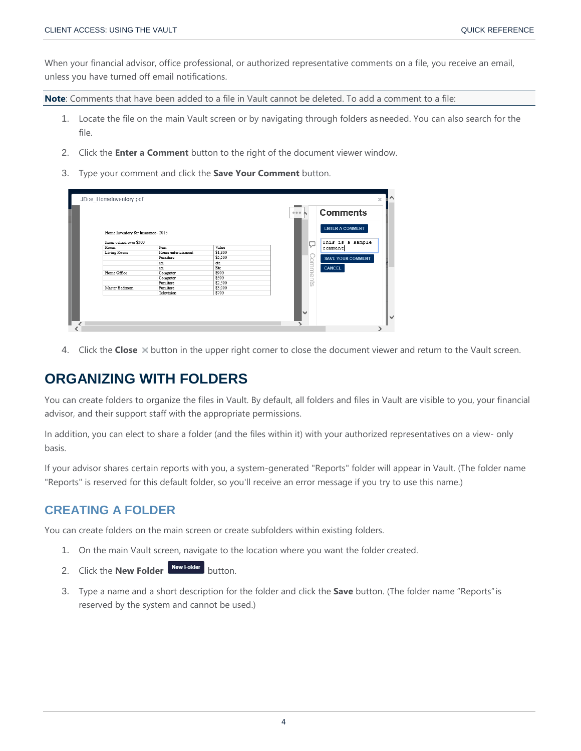When your financial advisor, office professional, or authorized representative comments on a file, you receive an email, unless you have turned off email notifications.

**Note**: Comments that have been added to a file in Vault cannot be deleted. To add a comment to a file:

1. Locate the file on the main Vault screen or by navigating through folders as needed. You can also search for the file.
2. Click the **Enter a Comment** button to the right of the document viewer window.
3. Type your comment and click the **Save Your Comment** button.
4. Click the **Close** ✕ button in the upper right corner to close the document viewer and return to the Vault screen.

# ORGANIZING WITH FOLDERS

You can create folders to organize the files in Vault. By default, all folders and files in Vault are visible to you, your financial advisor, and their support staff with the appropriate permissions.

In addition, you can elect to share a folder (and the files within it) with your authorized representatives on a view- only basis.

If your advisor shares certain reports with you, a system-generated "Reports" folder will appear in Vault. (The folder name "Reports" is reserved for this default folder, so you'll receive an error message if you try to use this name.)

## CREATING A FOLDER

You can create folders on the main screen or create subfolders within existing folders.

1. On the main Vault screen, navigate to the location where you want the folder created.
2. Click the **New Folder** New Folder button.
3. Type a name and a short description for the folder and click the **Save** button. (The folder name "Reports" is reserved by the system and cannot be used.)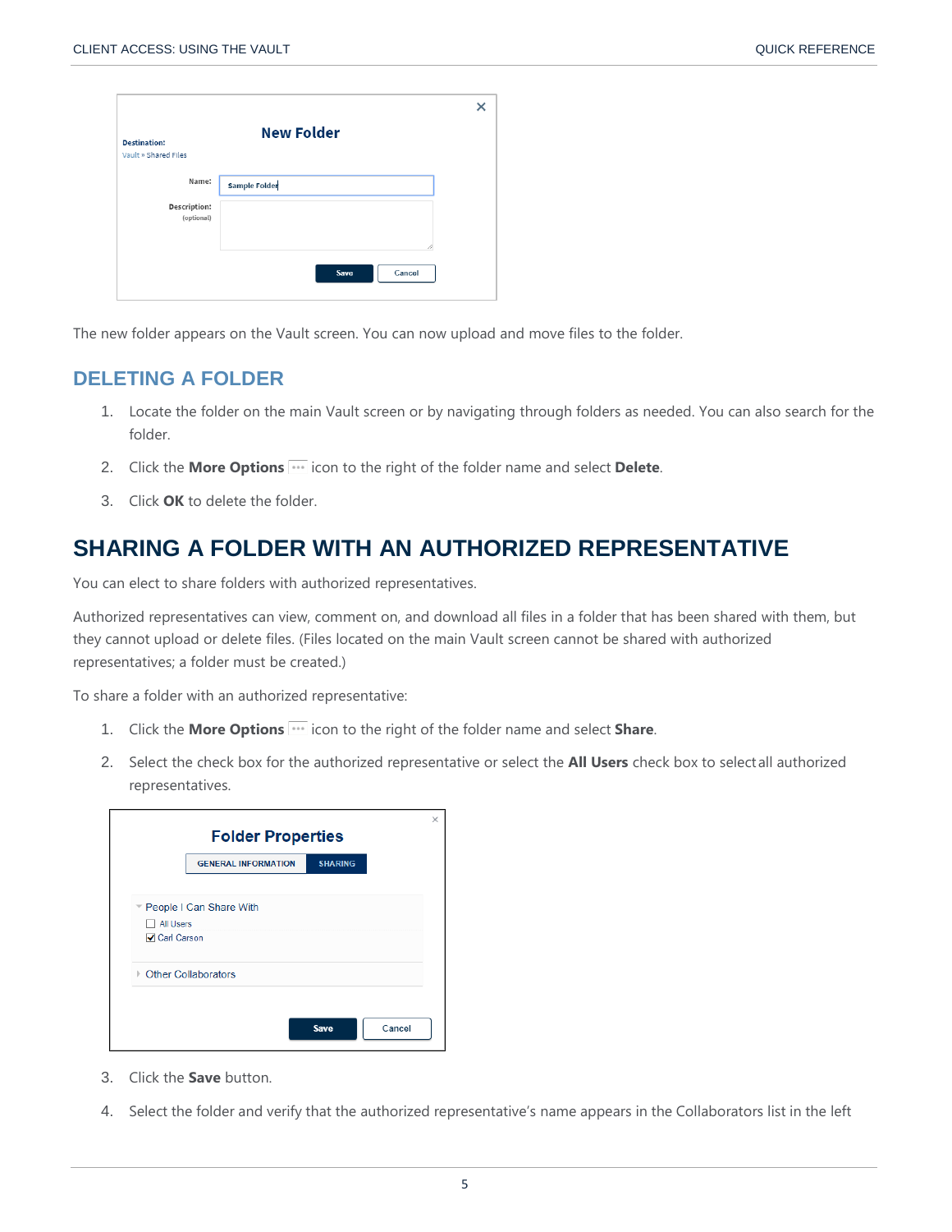The new folder appears on the Vault screen. You can now upload and move files to the folder.

## DELETING A FOLDER

1. Locate the folder on the main Vault screen or by navigating through folders as needed. You can also search for the folder.
2. Click the **More Options** icon to the right of the folder name and select **Delete**.
3. Click **OK** to delete the folder.

# SHARING A FOLDER WITH AN AUTHORIZED REPRESENTATIVE

You can elect to share folders with authorized representatives.

Authorized representatives can view, comment on, and download all files in a folder that has been shared with them, but they cannot upload or delete files. (Files located on the main Vault screen cannot be shared with authorized representatives; a folder must be created.)

To share a folder with an authorized representative:

1. Click the **More Options** icon to the right of the folder name and select **Share**.
2. Select the check box for the authorized representative or select the **All Users** check box to select all authorized representatives.
3. Click the **Save** button.
4. Select the folder and verify that the authorized representative's name appears in the Collaborators list in the left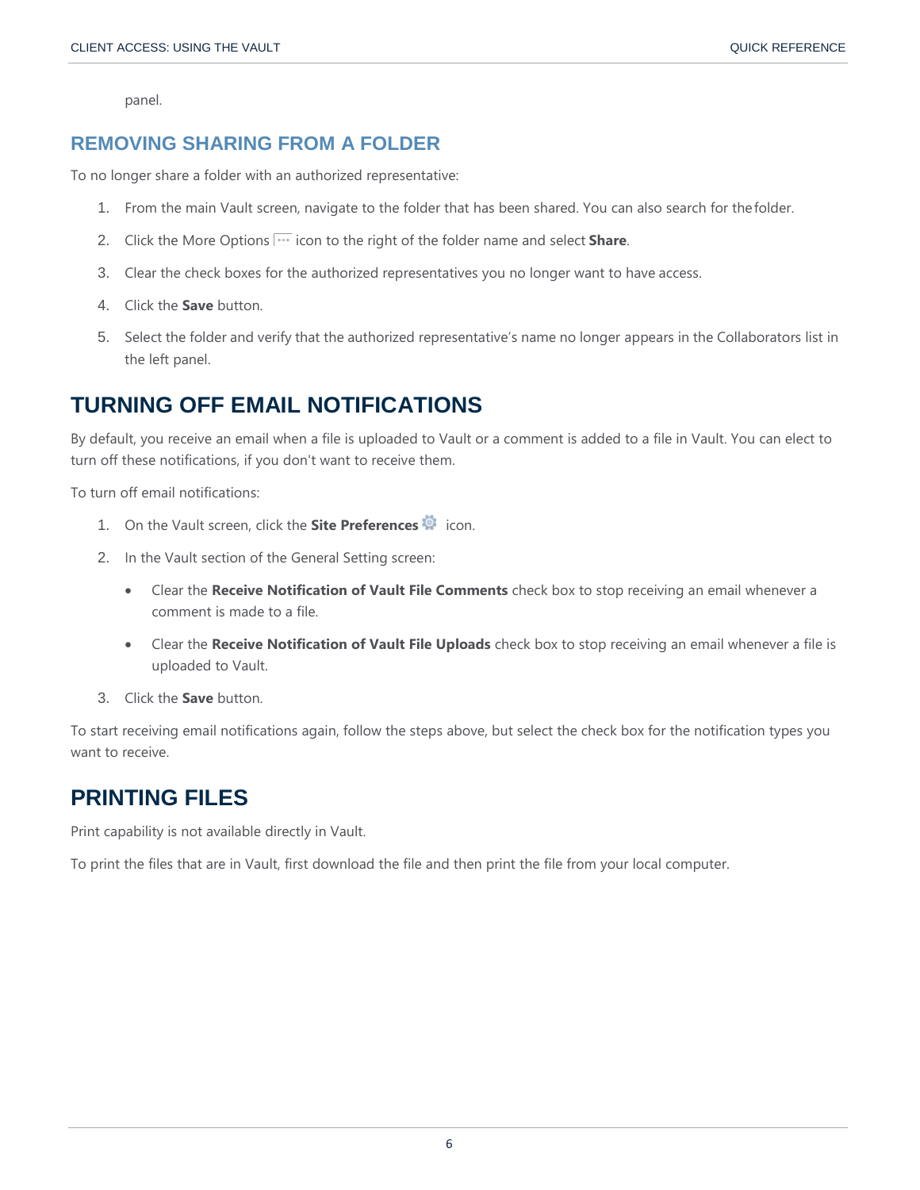panel.

### REMOVING SHARING FROM A FOLDER

To no longer share a folder with an authorized representative:

1. From the main Vault screen, navigate to the folder that has been shared. You can also search for the folder.
2. Click the More Options icon to the right of the folder name and select **Share**.
3. Clear the check boxes for the authorized representatives you no longer want to have access.
4. Click the **Save** button.
5. Select the folder and verify that the authorized representative's name no longer appears in the Collaborators list in the left panel.

## TURNING OFF EMAIL NOTIFICATIONS

By default, you receive an email when a file is uploaded to Vault or a comment is added to a file in Vault. You can elect to turn off these notifications, if you don't want to receive them.

To turn off email notifications:

1. On the Vault screen, click the **Site Preferences** icon.
2. In the Vault section of the General Setting screen:
   - Clear the **Receive Notification of Vault File Comments** check box to stop receiving an email whenever a comment is made to a file.
   - Clear the **Receive Notification of Vault File Uploads** check box to stop receiving an email whenever a file is uploaded to Vault.
3. Click the **Save** button.

To start receiving email notifications again, follow the steps above, but select the check box for the notification types you want to receive.

## PRINTING FILES

Print capability is not available directly in Vault.

To print the files that are in Vault, first download the file and then print the file from your local computer.